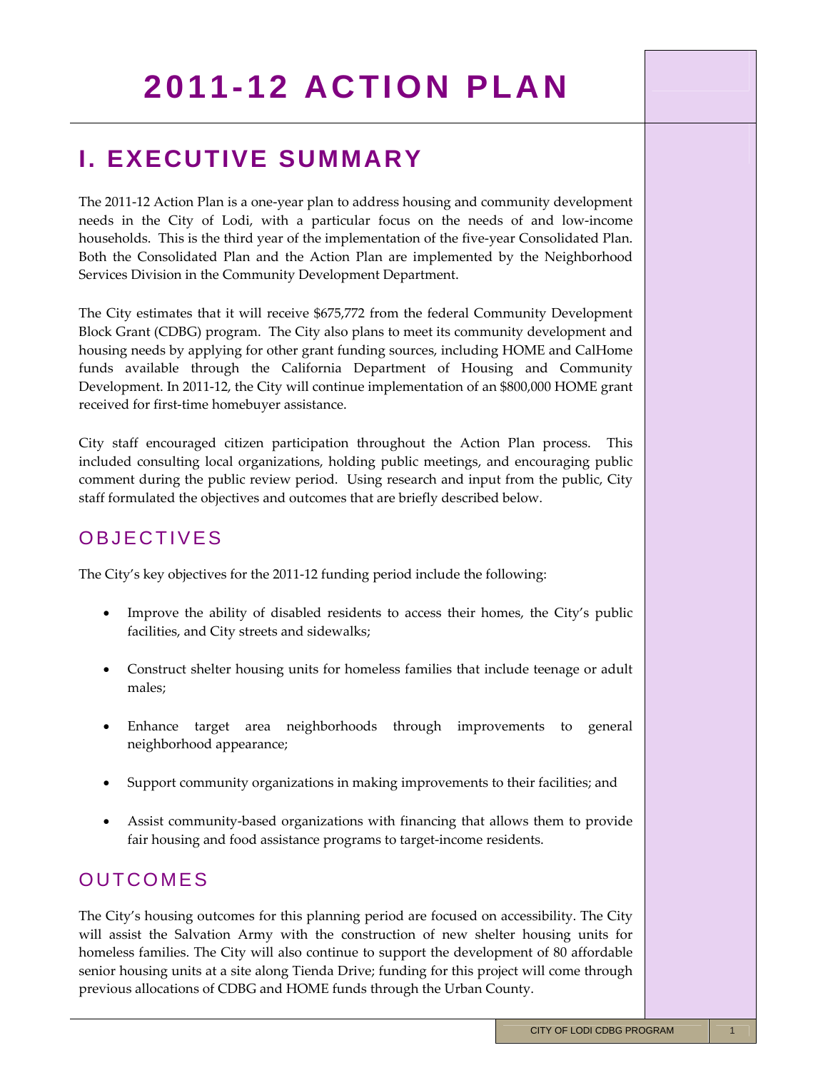# 2011-12 ACTION PLAN

## I. EXECUTIVE SUMMARY

The 2011-12 Action Plan is a one-year plan to address housing and community development needs in the City of Lodi, with a particular focus on the needs of and low-income households. This is the third year of the implementation of the five-year Consolidated Plan. Both the Consolidated Plan and the Action Plan are implemented by the Neighborhood Services Division in the Community Development Department.

The City estimates that it will receive $675,772 from the federal Community Development Block Grant (CDBG) program. The City also plans to meet its community development and housing needs by applying for other grant funding sources, including HOME and CalHome funds available through the California Department of Housing and Community Development. In 2011-12, the City will continue implementation of an $800,000 HOME grant received for first-time homebuyer assistance.

City staff encouraged citizen participation throughout the Action Plan process. This included consulting local organizations, holding public meetings, and encouraging public comment during the public review period. Using research and input from the public, City staff formulated the objectives and outcomes that are briefly described below.

### OBJECTIVES

The City's key objectives for the 2011-12 funding period include the following:

- Improve the ability of disabled residents to access their homes, the City's public facilities, and City streets and sidewalks;
- Construct shelter housing units for homeless families that include teenage or adult males;
- Enhance target area neighborhoods through improvements to general neighborhood appearance;
- Support community organizations in making improvements to their facilities; and
- Assist community-based organizations with financing that allows them to provide fair housing and food assistance programs to target-income residents.

### OUTCOMES

The City's housing outcomes for this planning period are focused on accessibility. The City will assist the Salvation Army with the construction of new shelter housing units for homeless families. The City will also continue to support the development of 80 affordable senior housing units at a site along Tienda Drive; funding for this project will come through previous allocations of CDBG and HOME funds through the Urban County.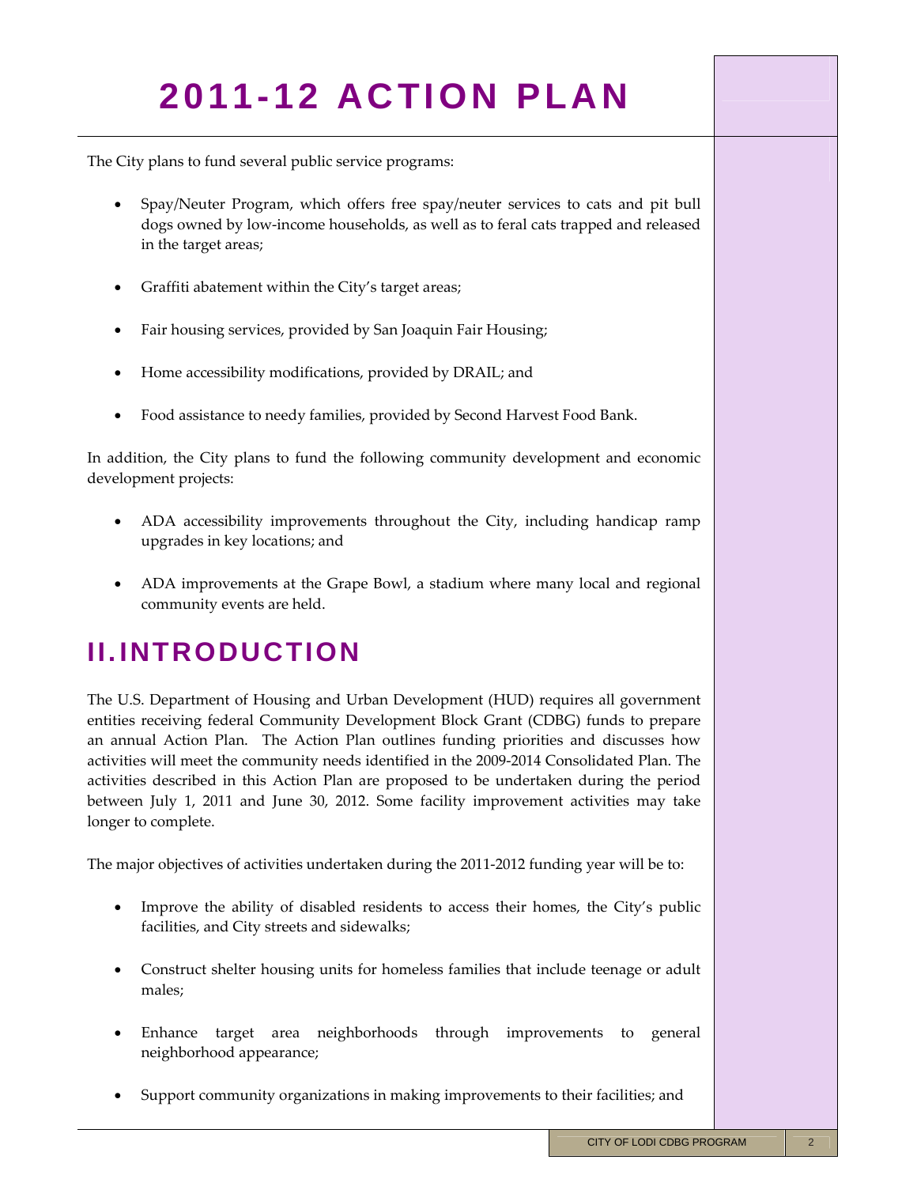# 2011-12 ACTION PLAN

The City plans to fund several public service programs:

- Spay/Neuter Program, which offers free spay/neuter services to cats and pit bull dogs owned by low-income households, as well as to feral cats trapped and released in the target areas;
- Graffiti abatement within the City's target areas;
- Fair housing services, provided by San Joaquin Fair Housing;
- Home accessibility modifications, provided by DRAIL; and
- Food assistance to needy families, provided by Second Harvest Food Bank.

In addition, the City plans to fund the following community development and economic development projects:

- ADA accessibility improvements throughout the City, including handicap ramp upgrades in key locations; and
- ADA improvements at the Grape Bowl, a stadium where many local and regional community events are held.

## II. INTRODUCTION

The U.S. Department of Housing and Urban Development (HUD) requires all government entities receiving federal Community Development Block Grant (CDBG) funds to prepare an annual Action Plan. The Action Plan outlines funding priorities and discusses how activities will meet the community needs identified in the 2009-2014 Consolidated Plan. The activities described in this Action Plan are proposed to be undertaken during the period between July 1, 2011 and June 30, 2012. Some facility improvement activities may take longer to complete.

The major objectives of activities undertaken during the 2011-2012 funding year will be to:

- Improve the ability of disabled residents to access their homes, the City's public facilities, and City streets and sidewalks;
- Construct shelter housing units for homeless families that include teenage or adult males;
- Enhance target area neighborhoods through improvements to general neighborhood appearance;
- Support community organizations in making improvements to their facilities; and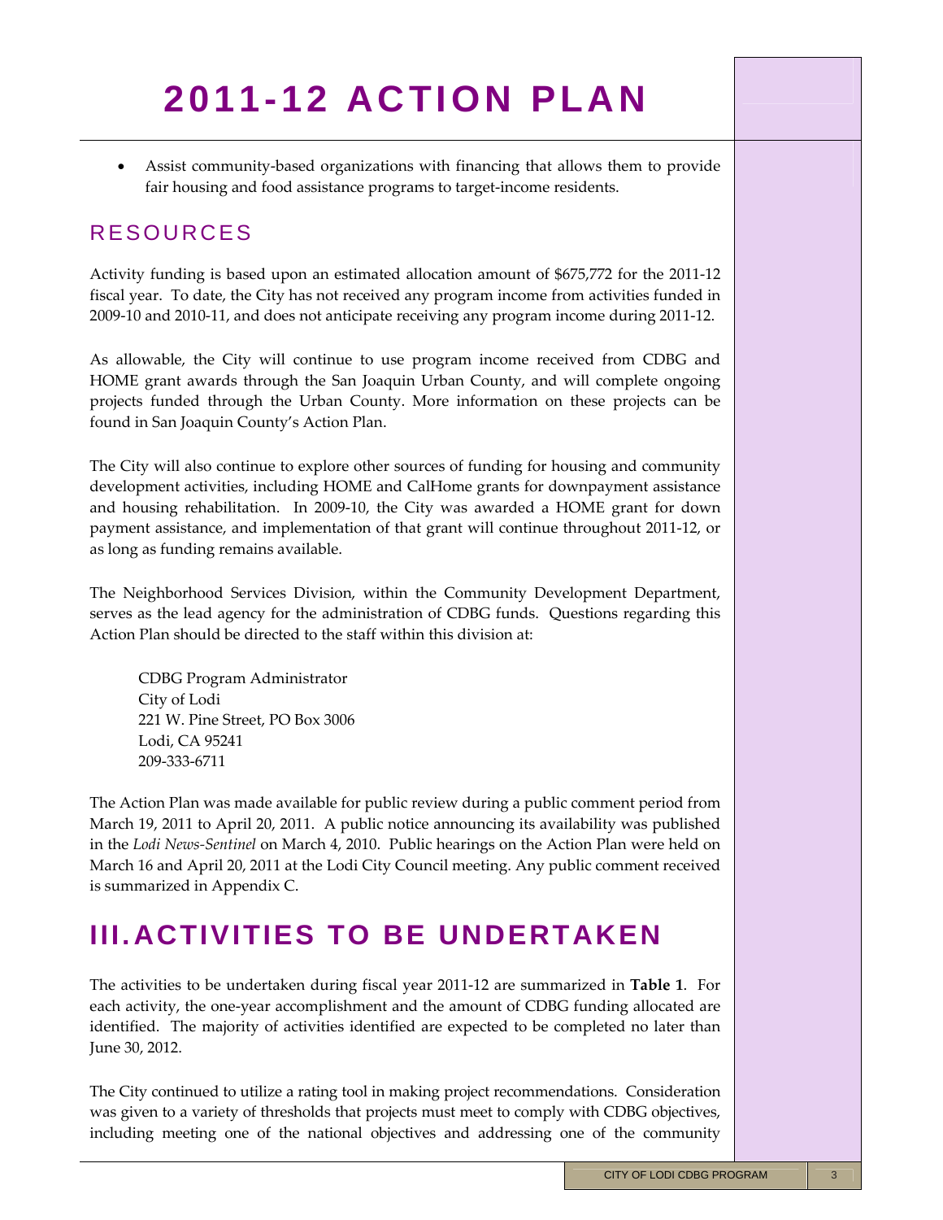- Assist community-based organizations with financing that allows them to provide fair housing and food assistance programs to target-income residents.

## RESOURCES

Activity funding is based upon an estimated allocation amount of $675,772 for the 2011-12 fiscal year. To date, the City has not received any program income from activities funded in 2009-10 and 2010-11, and does not anticipate receiving any program income during 2011-12.

As allowable, the City will continue to use program income received from CDBG and HOME grant awards through the San Joaquin Urban County, and will complete ongoing projects funded through the Urban County. More information on these projects can be found in San Joaquin County's Action Plan.

The City will also continue to explore other sources of funding for housing and community development activities, including HOME and CalHome grants for downpayment assistance and housing rehabilitation. In 2009-10, the City was awarded a HOME grant for down payment assistance, and implementation of that grant will continue throughout 2011-12, or as long as funding remains available.

The Neighborhood Services Division, within the Community Development Department, serves as the lead agency for the administration of CDBG funds. Questions regarding this Action Plan should be directed to the staff within this division at:

CDBG Program Administrator
City of Lodi
221 W. Pine Street, PO Box 3006
Lodi, CA 95241
209-333-6711

The Action Plan was made available for public review during a public comment period from March 19, 2011 to April 20, 2011. A public notice announcing its availability was published in the *Lodi News-Sentinel* on March 4, 2010. Public hearings on the Action Plan were held on March 16 and April 20, 2011 at the Lodi City Council meeting. Any public comment received is summarized in Appendix C.

# III. ACTIVITIES TO BE UNDERTAKEN

The activities to be undertaken during fiscal year 2011-12 are summarized in **Table 1**. For each activity, the one-year accomplishment and the amount of CDBG funding allocated are identified. The majority of activities identified are expected to be completed no later than June 30, 2012.

The City continued to utilize a rating tool in making project recommendations. Consideration was given to a variety of thresholds that projects must meet to comply with CDBG objectives, including meeting one of the national objectives and addressing one of the community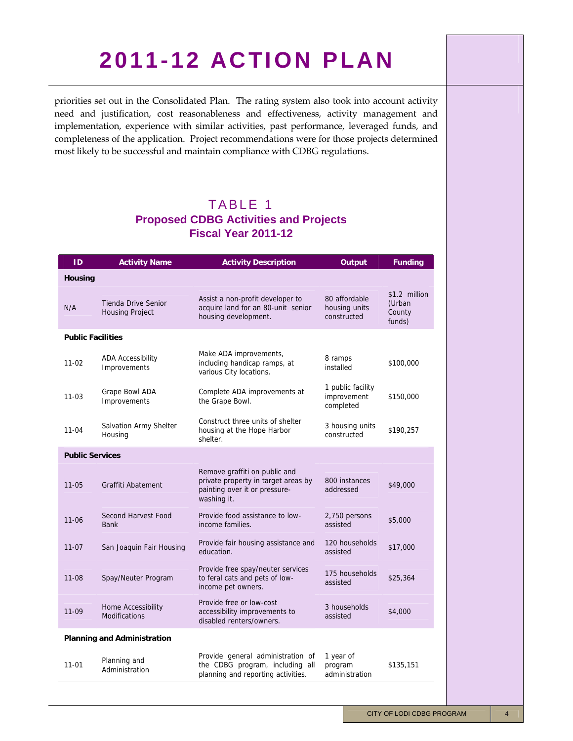# 2011-12 ACTION PLAN

priorities set out in the Consolidated Plan. The rating system also took into account activity need and justification, cost reasonableness and effectiveness, activity management and implementation, experience with similar activities, past performance, leveraged funds, and completeness of the application. Project recommendations were for those projects determined most likely to be successful and maintain compliance with CDBG regulations.

## TABLE 1
### Proposed CDBG Activities and Projects
### Fiscal Year 2011-12

| ID | Activity Name | Activity Description | Output | Funding |
|---|---|---|---|---|
| **Housing** | | | | |
| N/A | Tienda Drive Senior Housing Project | Assist a non-profit developer to acquire land for an 80-unit senior housing development. | 80 affordable housing units constructed | $1.2 million (Urban County funds) |
| **Public Facilities** | | | | |
| 11-02 | ADA Accessibility Improvements | Make ADA improvements, including handicap ramps, at various City locations. | 8 ramps installed | $100,000 |
| 11-03 | Grape Bowl ADA Improvements | Complete ADA improvements at the Grape Bowl. | 1 public facility improvement completed | $150,000 |
| 11-04 | Salvation Army Shelter Housing | Construct three units of shelter housing at the Hope Harbor shelter. | 3 housing units constructed | $190,257 |
| **Public Services** | | | | |
| 11-05 | Graffiti Abatement | Remove graffiti on public and private property in target areas by painting over it or pressure-washing it. | 800 instances addressed | $49,000 |
| 11-06 | Second Harvest Food Bank | Provide food assistance to low-income families. | 2,750 persons assisted | $5,000 |
| 11-07 | San Joaquin Fair Housing | Provide fair housing assistance and education. | 120 households assisted | $17,000 |
| 11-08 | Spay/Neuter Program | Provide free spay/neuter services to feral cats and pets of low-income pet owners. | 175 households assisted | $25,364 |
| 11-09 | Home Accessibility Modifications | Provide free or low-cost accessibility improvements to disabled renters/owners. | 3 households assisted | $4,000 |
| **Planning and Administration** | | | | |
| 11-01 | Planning and Administration | Provide general administration of the CDBG program, including all planning and reporting activities. | 1 year of program administration | $135,151 |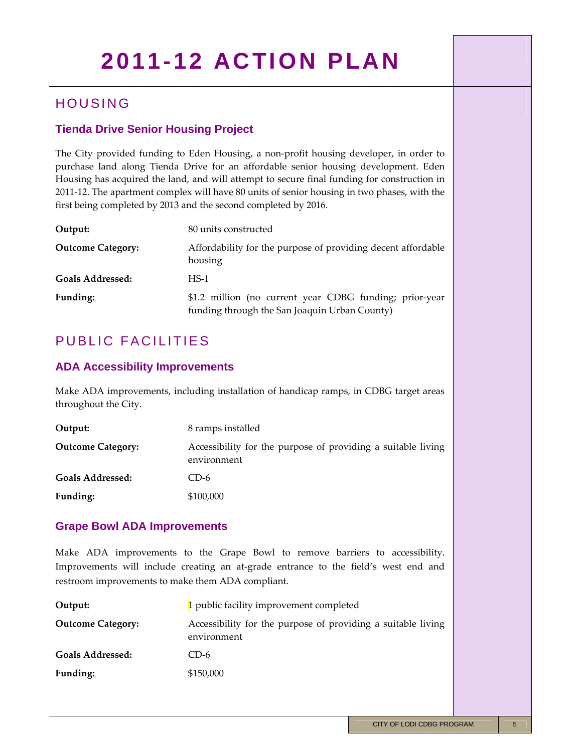# 2011-12 ACTION PLAN

## HOUSING

### Tienda Drive Senior Housing Project

The City provided funding to Eden Housing, a non-profit housing developer, in order to purchase land along Tienda Drive for an affordable senior housing development. Eden Housing has acquired the land, and will attempt to secure final funding for construction in 2011-12. The apartment complex will have 80 units of senior housing in two phases, with the first being completed by 2013 and the second completed by 2016.

| | |
|---|---|
| **Output:** | 80 units constructed |
| **Outcome Category:** | Affordability for the purpose of providing decent affordable housing |
| **Goals Addressed:** | HS-1 |
| **Funding:** | $1.2 million (no current year CDBG funding; prior-year funding through the San Joaquin Urban County) |

## PUBLIC FACILITIES

### ADA Accessibility Improvements

Make ADA improvements, including installation of handicap ramps, in CDBG target areas throughout the City.

| | |
|---|---|
| **Output:** | 8 ramps installed |
| **Outcome Category:** | Accessibility for the purpose of providing a suitable living environment |
| **Goals Addressed:** | CD-6 |
| **Funding:** | $100,000 |

### Grape Bowl ADA Improvements

Make ADA improvements to the Grape Bowl to remove barriers to accessibility. Improvements will include creating an at-grade entrance to the field's west end and restroom improvements to make them ADA compliant.

| | |
|---|---|
| **Output:** | 1 public facility improvement completed |
| **Outcome Category:** | Accessibility for the purpose of providing a suitable living environment |
| **Goals Addressed:** | CD-6 |
| **Funding:** | $150,000 |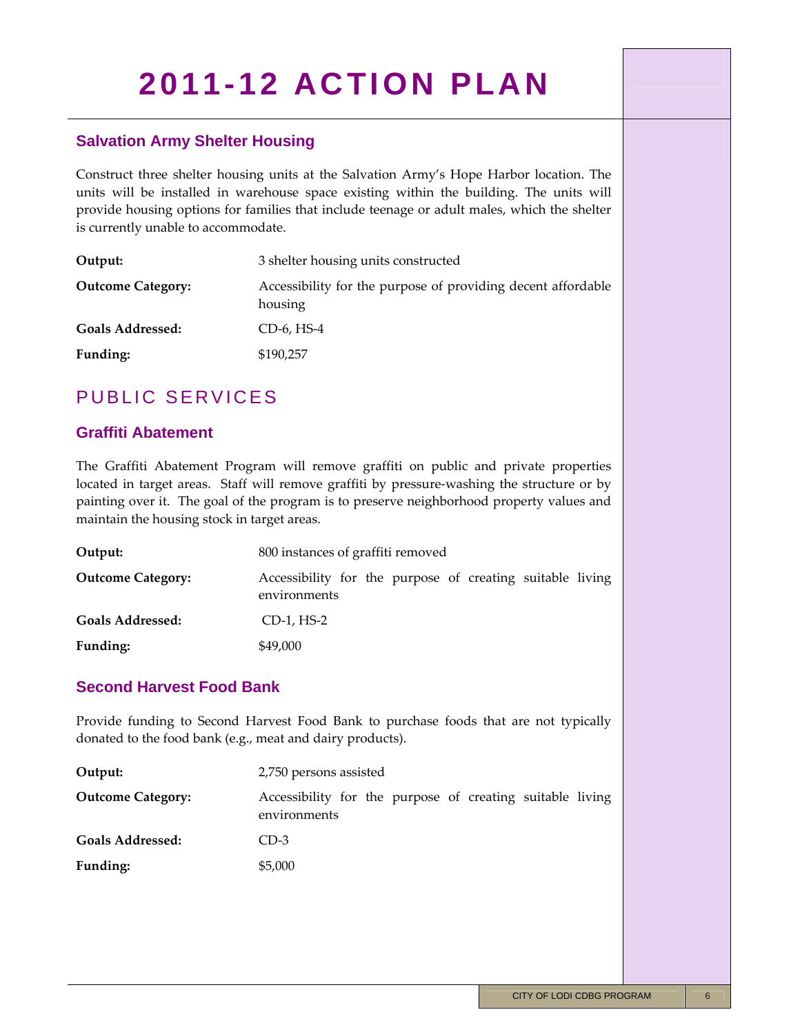# 2011-12 ACTION PLAN

### Salvation Army Shelter Housing

Construct three shelter housing units at the Salvation Army's Hope Harbor location. The units will be installed in warehouse space existing within the building. The units will provide housing options for families that include teenage or adult males, which the shelter is currently unable to accommodate.

| | |
|---|---|
| **Output:** | 3 shelter housing units constructed |
| **Outcome Category:** | Accessibility for the purpose of providing decent affordable housing |
| **Goals Addressed:** | CD-6, HS-4 |
| **Funding:** | $190,257 |

## PUBLIC SERVICES

### Graffiti Abatement

The Graffiti Abatement Program will remove graffiti on public and private properties located in target areas. Staff will remove graffiti by pressure-washing the structure or by painting over it. The goal of the program is to preserve neighborhood property values and maintain the housing stock in target areas.

| | |
|---|---|
| **Output:** | 800 instances of graffiti removed |
| **Outcome Category:** | Accessibility for the purpose of creating suitable living environments |
| **Goals Addressed:** | CD-1, HS-2 |
| **Funding:** | $49,000 |

### Second Harvest Food Bank

Provide funding to Second Harvest Food Bank to purchase foods that are not typically donated to the food bank (e.g., meat and dairy products).

| | |
|---|---|
| **Output:** | 2,750 persons assisted |
| **Outcome Category:** | Accessibility for the purpose of creating suitable living environments |
| **Goals Addressed:** | CD-3 |
| **Funding:** | $5,000 |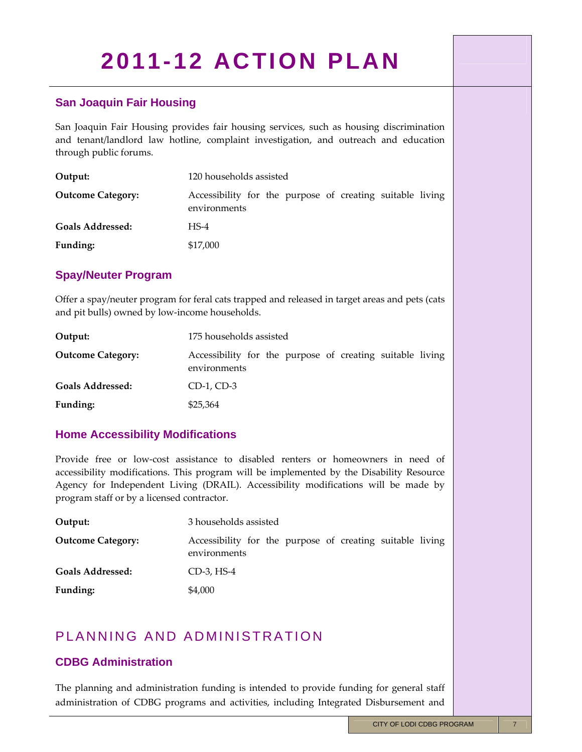# 2011-12 ACTION PLAN

### San Joaquin Fair Housing

San Joaquin Fair Housing provides fair housing services, such as housing discrimination and tenant/landlord law hotline, complaint investigation, and outreach and education through public forums.

| | |
|---|---|
| **Output:** | 120 households assisted |
| **Outcome Category:** | Accessibility for the purpose of creating suitable living environments |
| **Goals Addressed:** | HS-4 |
| **Funding:** | $17,000 |

### Spay/Neuter Program

Offer a spay/neuter program for feral cats trapped and released in target areas and pets (cats and pit bulls) owned by low-income households.

| | |
|---|---|
| **Output:** | 175 households assisted |
| **Outcome Category:** | Accessibility for the purpose of creating suitable living environments |
| **Goals Addressed:** | CD-1, CD-3 |
| **Funding:** | $25,364 |

### Home Accessibility Modifications

Provide free or low-cost assistance to disabled renters or homeowners in need of accessibility modifications. This program will be implemented by the Disability Resource Agency for Independent Living (DRAIL). Accessibility modifications will be made by program staff or by a licensed contractor.

| | |
|---|---|
| **Output:** | 3 households assisted |
| **Outcome Category:** | Accessibility for the purpose of creating suitable living environments |
| **Goals Addressed:** | CD-3, HS-4 |
| **Funding:** | $4,000 |

## PLANNING AND ADMINISTRATION

### CDBG Administration

The planning and administration funding is intended to provide funding for general staff administration of CDBG programs and activities, including Integrated Disbursement and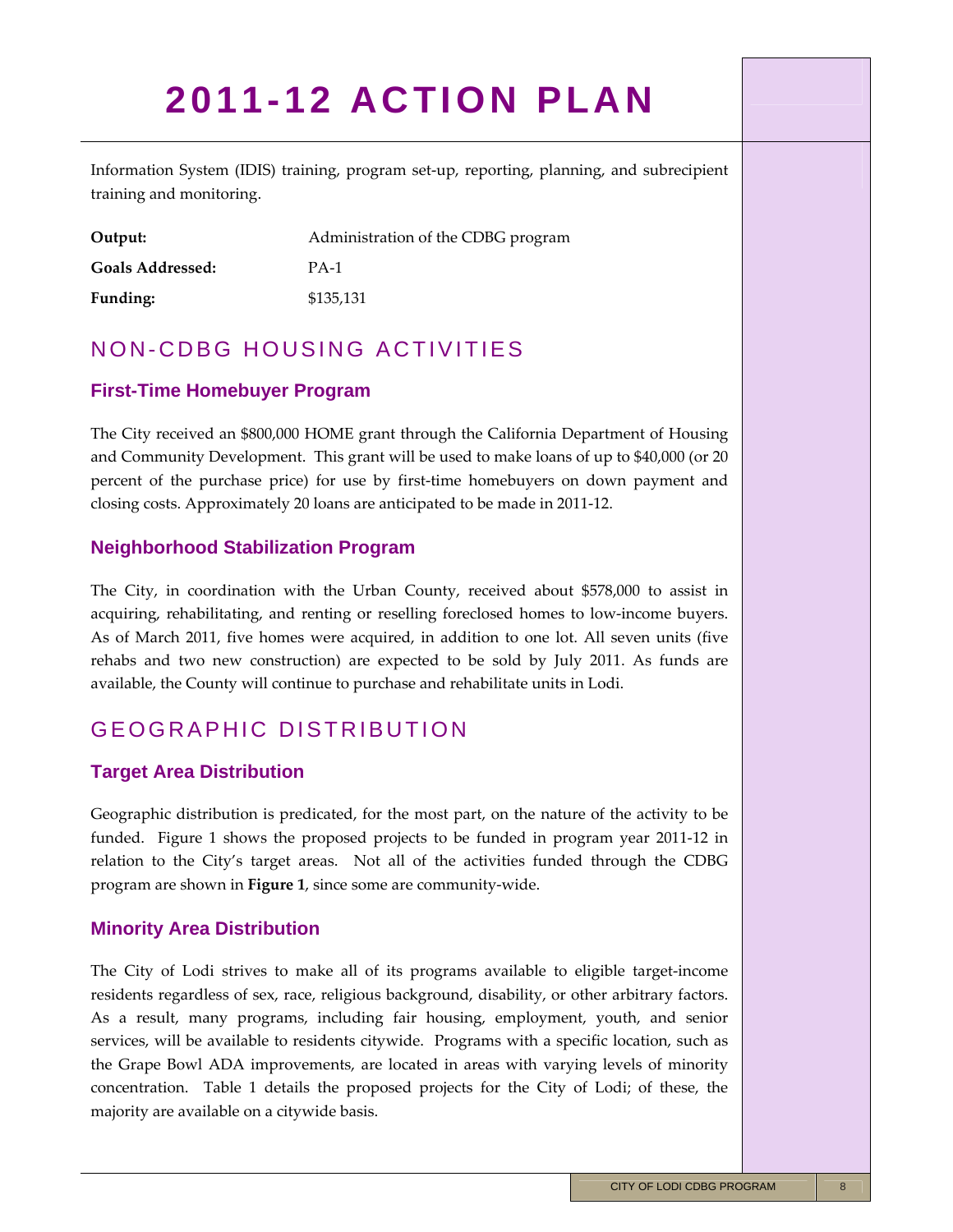# 2011-12 ACTION PLAN

Information System (IDIS) training, program set-up, reporting, planning, and subrecipient training and monitoring.

**Output:** Administration of the CDBG program

**Goals Addressed:** PA-1

**Funding:** $135,131

## NON-CDBG HOUSING ACTIVITIES

### First-Time Homebuyer Program

The City received an $800,000 HOME grant through the California Department of Housing and Community Development. This grant will be used to make loans of up to $40,000 (or 20 percent of the purchase price) for use by first-time homebuyers on down payment and closing costs. Approximately 20 loans are anticipated to be made in 2011-12.

### Neighborhood Stabilization Program

The City, in coordination with the Urban County, received about $578,000 to assist in acquiring, rehabilitating, and renting or reselling foreclosed homes to low-income buyers. As of March 2011, five homes were acquired, in addition to one lot. All seven units (five rehabs and two new construction) are expected to be sold by July 2011. As funds are available, the County will continue to purchase and rehabilitate units in Lodi.

## GEOGRAPHIC DISTRIBUTION

### Target Area Distribution

Geographic distribution is predicated, for the most part, on the nature of the activity to be funded. Figure 1 shows the proposed projects to be funded in program year 2011-12 in relation to the City's target areas. Not all of the activities funded through the CDBG program are shown in **Figure 1**, since some are community-wide.

### Minority Area Distribution

The City of Lodi strives to make all of its programs available to eligible target-income residents regardless of sex, race, religious background, disability, or other arbitrary factors. As a result, many programs, including fair housing, employment, youth, and senior services, will be available to residents citywide. Programs with a specific location, such as the Grape Bowl ADA improvements, are located in areas with varying levels of minority concentration. Table 1 details the proposed projects for the City of Lodi; of these, the majority are available on a citywide basis.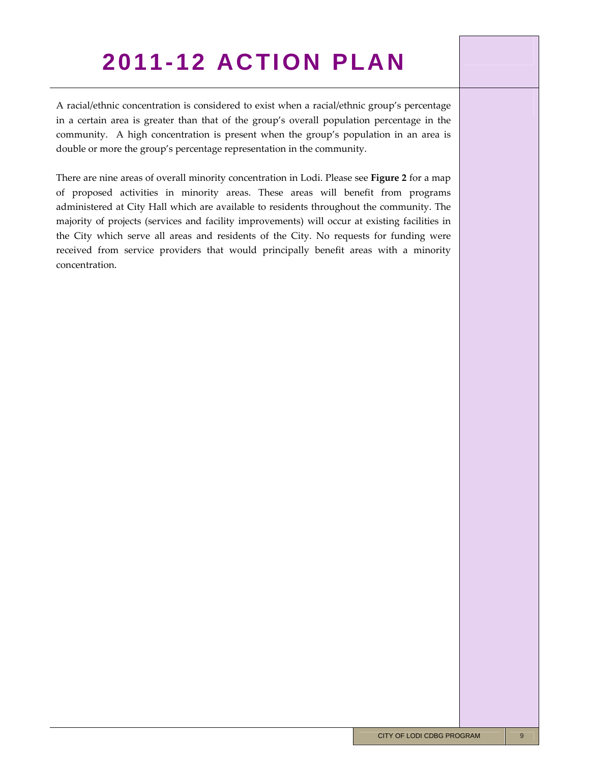# 2011-12 ACTION PLAN

A racial/ethnic concentration is considered to exist when a racial/ethnic group's percentage in a certain area is greater than that of the group's overall population percentage in the community. A high concentration is present when the group's population in an area is double or more the group's percentage representation in the community.

There are nine areas of overall minority concentration in Lodi. Please see **Figure 2** for a map of proposed activities in minority areas. These areas will benefit from programs administered at City Hall which are available to residents throughout the community. The majority of projects (services and facility improvements) will occur at existing facilities in the City which serve all areas and residents of the City. No requests for funding were received from service providers that would principally benefit areas with a minority concentration.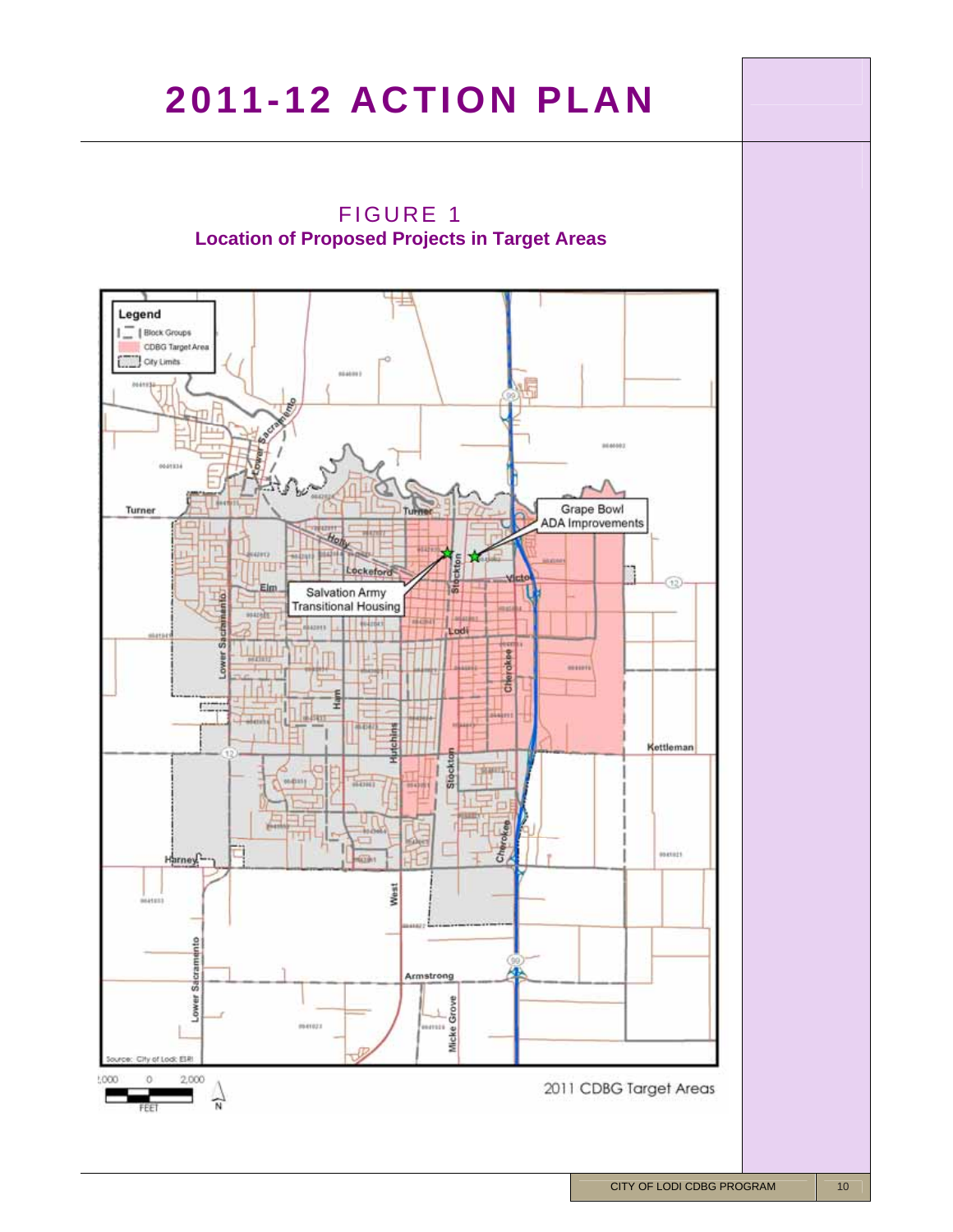# 2011-12 ACTION PLAN

FIGURE 1

**Location of Proposed Projects in Target Areas**

Legend

Block Groups

CDBG Target Area

City Limits

Grape Bowl ADA Improvements

Salvation Army Transitional Housing

Turner

Lower Sacramento

Holly

Lockeford

Elm

Stockton

Victor

Lodi

Cherokee

Ham

Hutchins

Kettleman

Harney

West

Armstrong

Micke Grove

Source: City of Lodi; ESRI

2,000 0 2,000

FEET

N

2011 CDBG Target Areas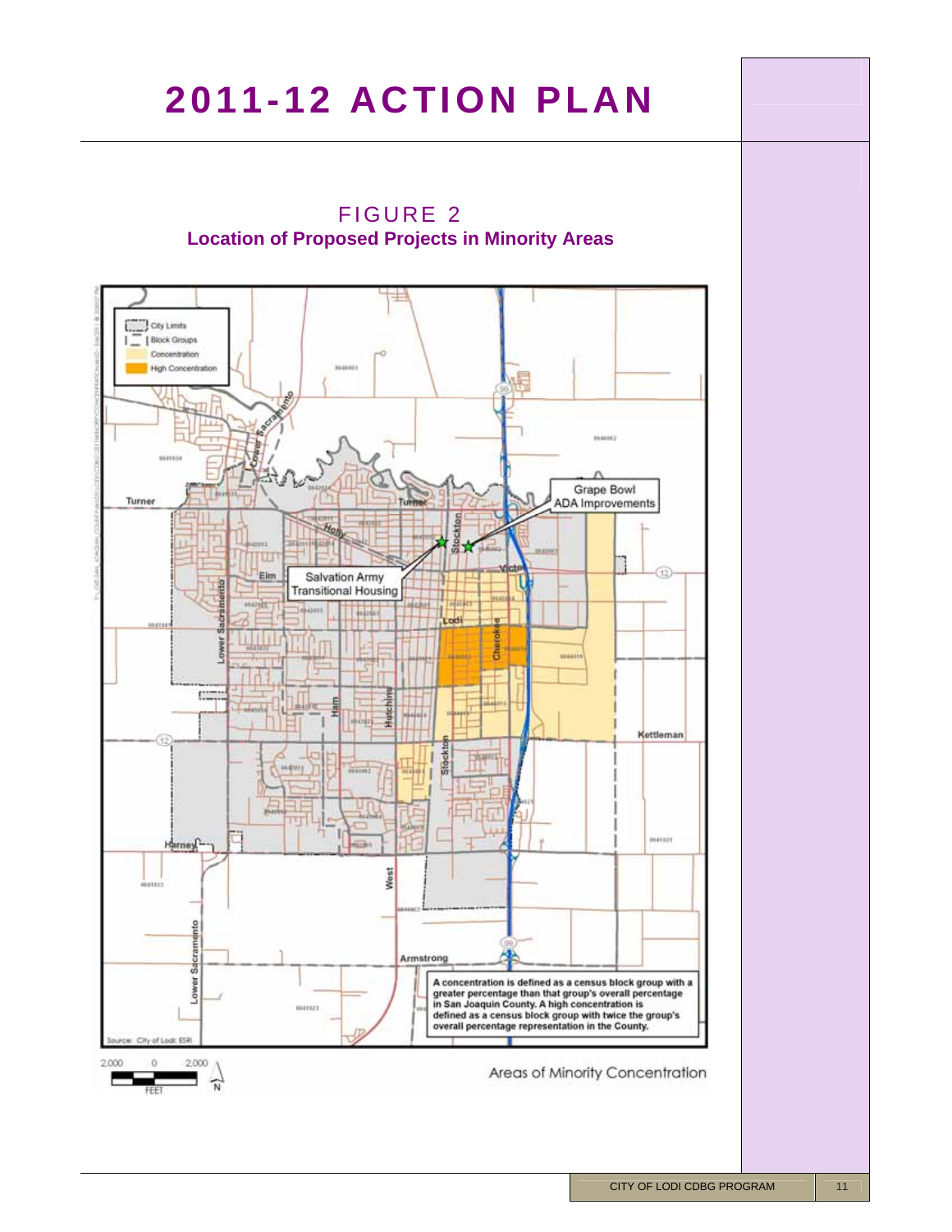# 2011-12 ACTION PLAN

## FIGURE 2
**Location of Proposed Projects in Minority Areas**

City Limits
Block Groups
Concentration
High Concentration

Grape Bowl ADA Improvements

Salvation Army Transitional Housing

Lower Sacramento
Turner
Holly
Stockton
Victor
Elm
Lodi
Cherokee
Ham
Hutchins
Kettleman
Harney
West
Armstrong

A concentration is defined as a census block group with a greater percentage than that group's overall percentage in San Joaquin County. A high concentration is defined as a census block group with twice the group's overall percentage representation in the County.

Source: City of Lodi; ESRI

2,000 0 2,000
FEET
N

Areas of Minority Concentration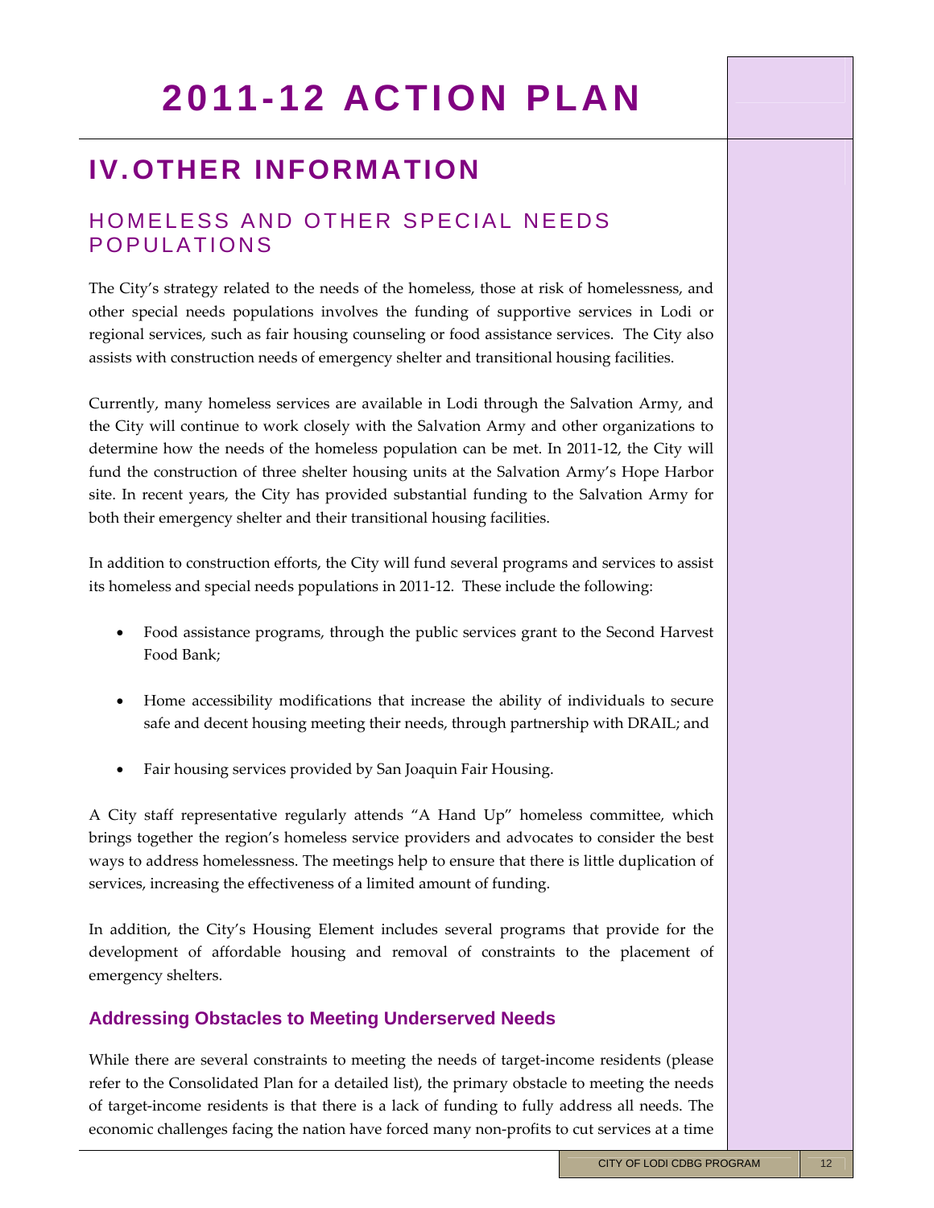# 2011-12 ACTION PLAN

## IV. OTHER INFORMATION

### HOMELESS AND OTHER SPECIAL NEEDS POPULATIONS

The City's strategy related to the needs of the homeless, those at risk of homelessness, and other special needs populations involves the funding of supportive services in Lodi or regional services, such as fair housing counseling or food assistance services. The City also assists with construction needs of emergency shelter and transitional housing facilities.

Currently, many homeless services are available in Lodi through the Salvation Army, and the City will continue to work closely with the Salvation Army and other organizations to determine how the needs of the homeless population can be met. In 2011-12, the City will fund the construction of three shelter housing units at the Salvation Army's Hope Harbor site. In recent years, the City has provided substantial funding to the Salvation Army for both their emergency shelter and their transitional housing facilities.

In addition to construction efforts, the City will fund several programs and services to assist its homeless and special needs populations in 2011-12. These include the following:

- Food assistance programs, through the public services grant to the Second Harvest Food Bank;
- Home accessibility modifications that increase the ability of individuals to secure safe and decent housing meeting their needs, through partnership with DRAIL; and
- Fair housing services provided by San Joaquin Fair Housing.

A City staff representative regularly attends "A Hand Up" homeless committee, which brings together the region's homeless service providers and advocates to consider the best ways to address homelessness. The meetings help to ensure that there is little duplication of services, increasing the effectiveness of a limited amount of funding.

In addition, the City's Housing Element includes several programs that provide for the development of affordable housing and removal of constraints to the placement of emergency shelters.

#### Addressing Obstacles to Meeting Underserved Needs

While there are several constraints to meeting the needs of target-income residents (please refer to the Consolidated Plan for a detailed list), the primary obstacle to meeting the needs of target-income residents is that there is a lack of funding to fully address all needs. The economic challenges facing the nation have forced many non-profits to cut services at a time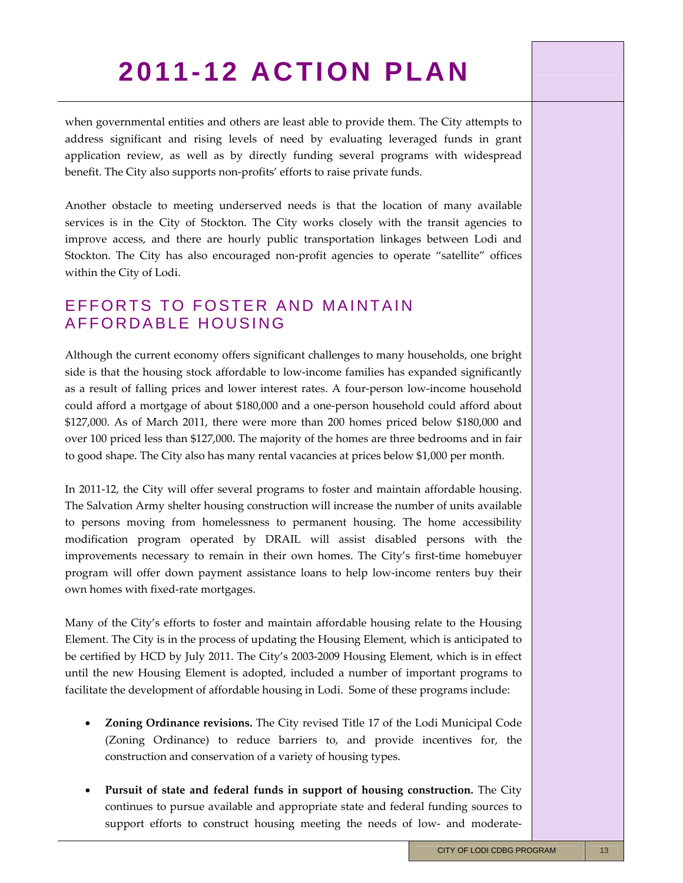when governmental entities and others are least able to provide them. The City attempts to address significant and rising levels of need by evaluating leveraged funds in grant application review, as well as by directly funding several programs with widespread benefit. The City also supports non-profits' efforts to raise private funds.

Another obstacle to meeting underserved needs is that the location of many available services is in the City of Stockton. The City works closely with the transit agencies to improve access, and there are hourly public transportation linkages between Lodi and Stockton. The City has also encouraged non-profit agencies to operate "satellite" offices within the City of Lodi.

## EFFORTS TO FOSTER AND MAINTAIN AFFORDABLE HOUSING

Although the current economy offers significant challenges to many households, one bright side is that the housing stock affordable to low-income families has expanded significantly as a result of falling prices and lower interest rates. A four-person low-income household could afford a mortgage of about $180,000 and a one-person household could afford about $127,000. As of March 2011, there were more than 200 homes priced below $180,000 and over 100 priced less than $127,000. The majority of the homes are three bedrooms and in fair to good shape. The City also has many rental vacancies at prices below $1,000 per month.

In 2011-12, the City will offer several programs to foster and maintain affordable housing. The Salvation Army shelter housing construction will increase the number of units available to persons moving from homelessness to permanent housing. The home accessibility modification program operated by DRAIL will assist disabled persons with the improvements necessary to remain in their own homes. The City's first-time homebuyer program will offer down payment assistance loans to help low-income renters buy their own homes with fixed-rate mortgages.

Many of the City's efforts to foster and maintain affordable housing relate to the Housing Element. The City is in the process of updating the Housing Element, which is anticipated to be certified by HCD by July 2011. The City's 2003-2009 Housing Element, which is in effect until the new Housing Element is adopted, included a number of important programs to facilitate the development of affordable housing in Lodi. Some of these programs include:

- **Zoning Ordinance revisions.** The City revised Title 17 of the Lodi Municipal Code (Zoning Ordinance) to reduce barriers to, and provide incentives for, the construction and conservation of a variety of housing types.

- **Pursuit of state and federal funds in support of housing construction.** The City continues to pursue available and appropriate state and federal funding sources to support efforts to construct housing meeting the needs of low- and moderate-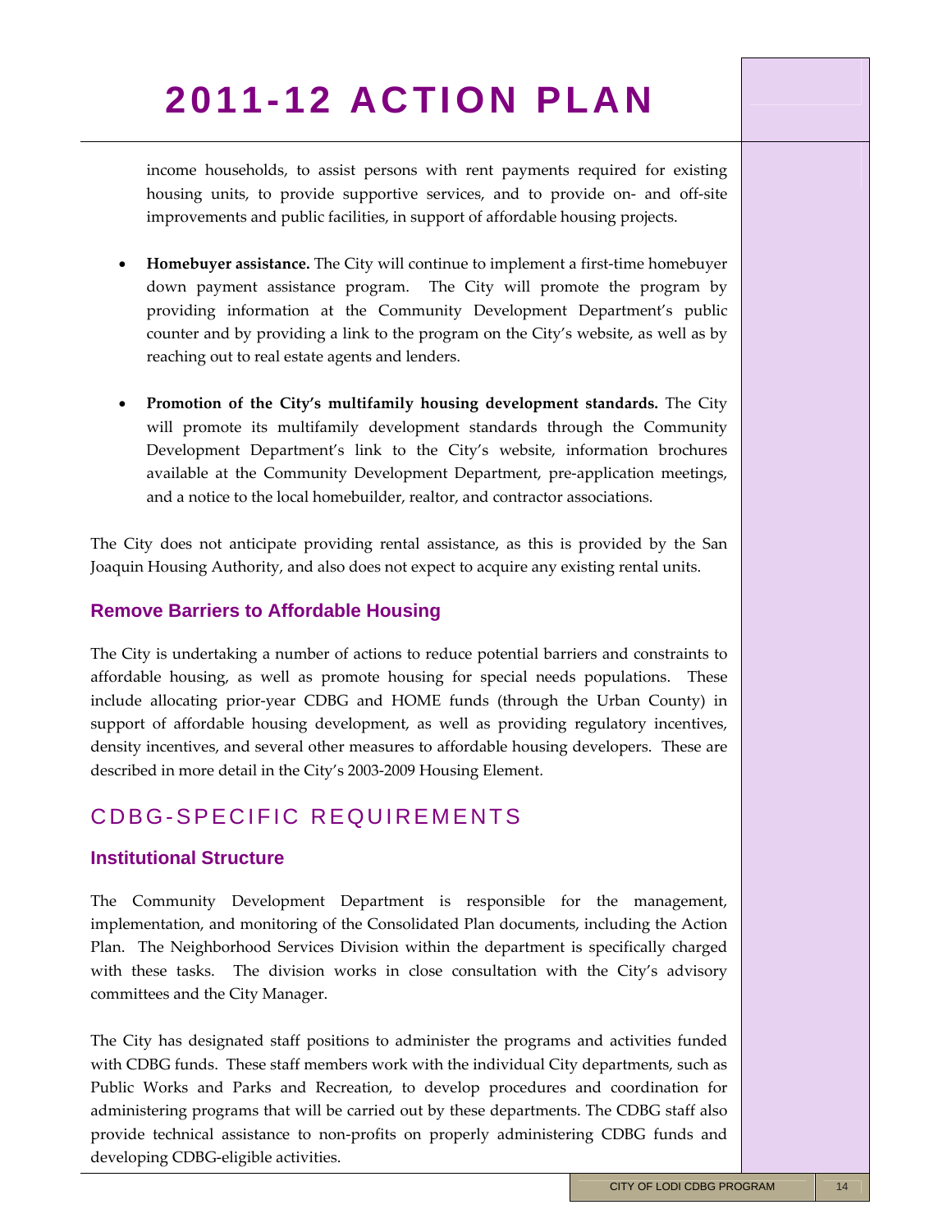income households, to assist persons with rent payments required for existing housing units, to provide supportive services, and to provide on- and off-site improvements and public facilities, in support of affordable housing projects.

- **Homebuyer assistance.** The City will continue to implement a first-time homebuyer down payment assistance program. The City will promote the program by providing information at the Community Development Department's public counter and by providing a link to the program on the City's website, as well as by reaching out to real estate agents and lenders.

- **Promotion of the City's multifamily housing development standards.** The City will promote its multifamily development standards through the Community Development Department's link to the City's website, information brochures available at the Community Development Department, pre-application meetings, and a notice to the local homebuilder, realtor, and contractor associations.

The City does not anticipate providing rental assistance, as this is provided by the San Joaquin Housing Authority, and also does not expect to acquire any existing rental units.

### Remove Barriers to Affordable Housing

The City is undertaking a number of actions to reduce potential barriers and constraints to affordable housing, as well as promote housing for special needs populations. These include allocating prior-year CDBG and HOME funds (through the Urban County) in support of affordable housing development, as well as providing regulatory incentives, density incentives, and several other measures to affordable housing developers. These are described in more detail in the City's 2003-2009 Housing Element.

## CDBG-SPECIFIC REQUIREMENTS

### Institutional Structure

The Community Development Department is responsible for the management, implementation, and monitoring of the Consolidated Plan documents, including the Action Plan. The Neighborhood Services Division within the department is specifically charged with these tasks. The division works in close consultation with the City's advisory committees and the City Manager.

The City has designated staff positions to administer the programs and activities funded with CDBG funds. These staff members work with the individual City departments, such as Public Works and Parks and Recreation, to develop procedures and coordination for administering programs that will be carried out by these departments. The CDBG staff also provide technical assistance to non-profits on properly administering CDBG funds and developing CDBG-eligible activities.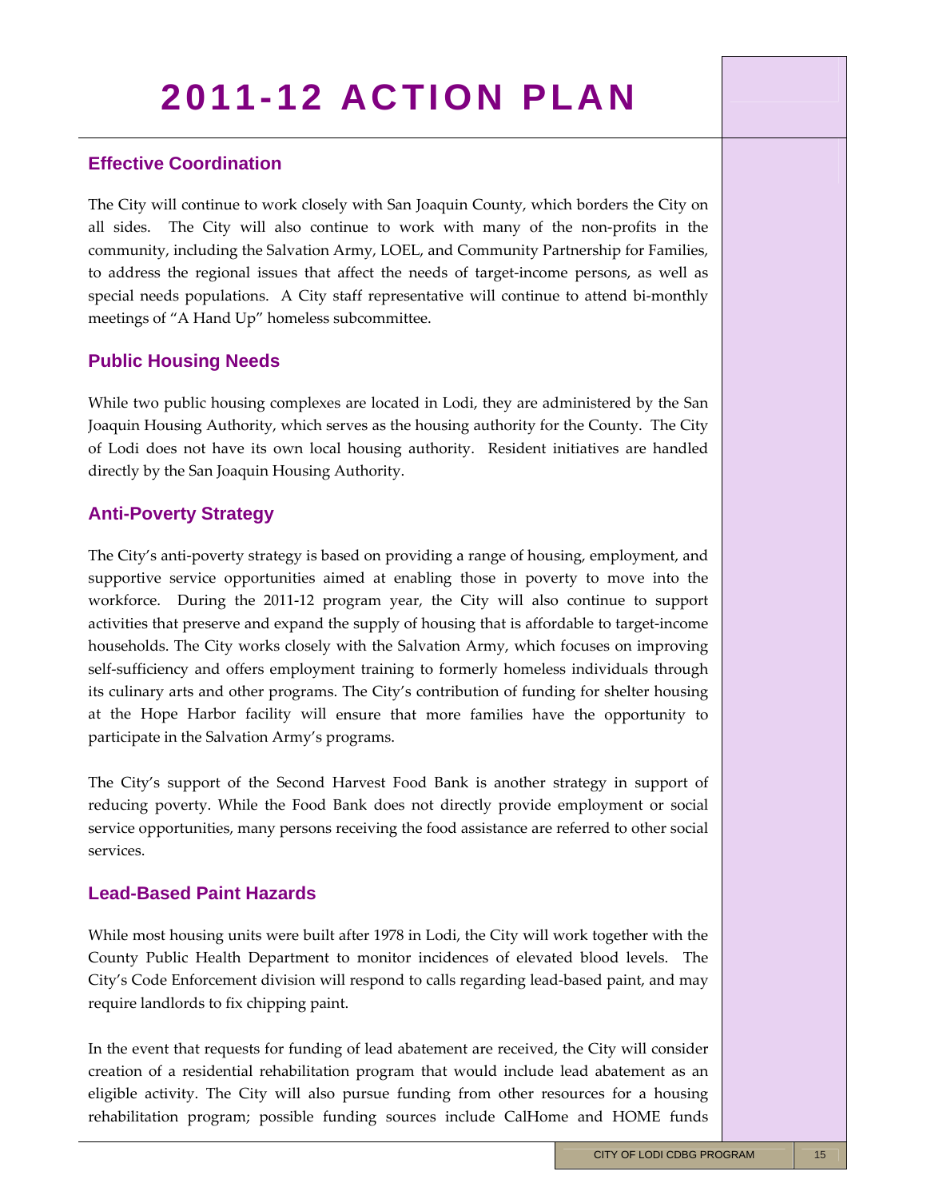# 2011-12 ACTION PLAN

## Effective Coordination

The City will continue to work closely with San Joaquin County, which borders the City on all sides. The City will also continue to work with many of the non-profits in the community, including the Salvation Army, LOEL, and Community Partnership for Families, to address the regional issues that affect the needs of target-income persons, as well as special needs populations. A City staff representative will continue to attend bi-monthly meetings of "A Hand Up" homeless subcommittee.

## Public Housing Needs

While two public housing complexes are located in Lodi, they are administered by the San Joaquin Housing Authority, which serves as the housing authority for the County. The City of Lodi does not have its own local housing authority. Resident initiatives are handled directly by the San Joaquin Housing Authority.

## Anti-Poverty Strategy

The City's anti-poverty strategy is based on providing a range of housing, employment, and supportive service opportunities aimed at enabling those in poverty to move into the workforce. During the 2011-12 program year, the City will also continue to support activities that preserve and expand the supply of housing that is affordable to target-income households. The City works closely with the Salvation Army, which focuses on improving self-sufficiency and offers employment training to formerly homeless individuals through its culinary arts and other programs. The City's contribution of funding for shelter housing at the Hope Harbor facility will ensure that more families have the opportunity to participate in the Salvation Army's programs.

The City's support of the Second Harvest Food Bank is another strategy in support of reducing poverty. While the Food Bank does not directly provide employment or social service opportunities, many persons receiving the food assistance are referred to other social services.

## Lead-Based Paint Hazards

While most housing units were built after 1978 in Lodi, the City will work together with the County Public Health Department to monitor incidences of elevated blood levels. The City's Code Enforcement division will respond to calls regarding lead-based paint, and may require landlords to fix chipping paint.

In the event that requests for funding of lead abatement are received, the City will consider creation of a residential rehabilitation program that would include lead abatement as an eligible activity. The City will also pursue funding from other resources for a housing rehabilitation program; possible funding sources include CalHome and HOME funds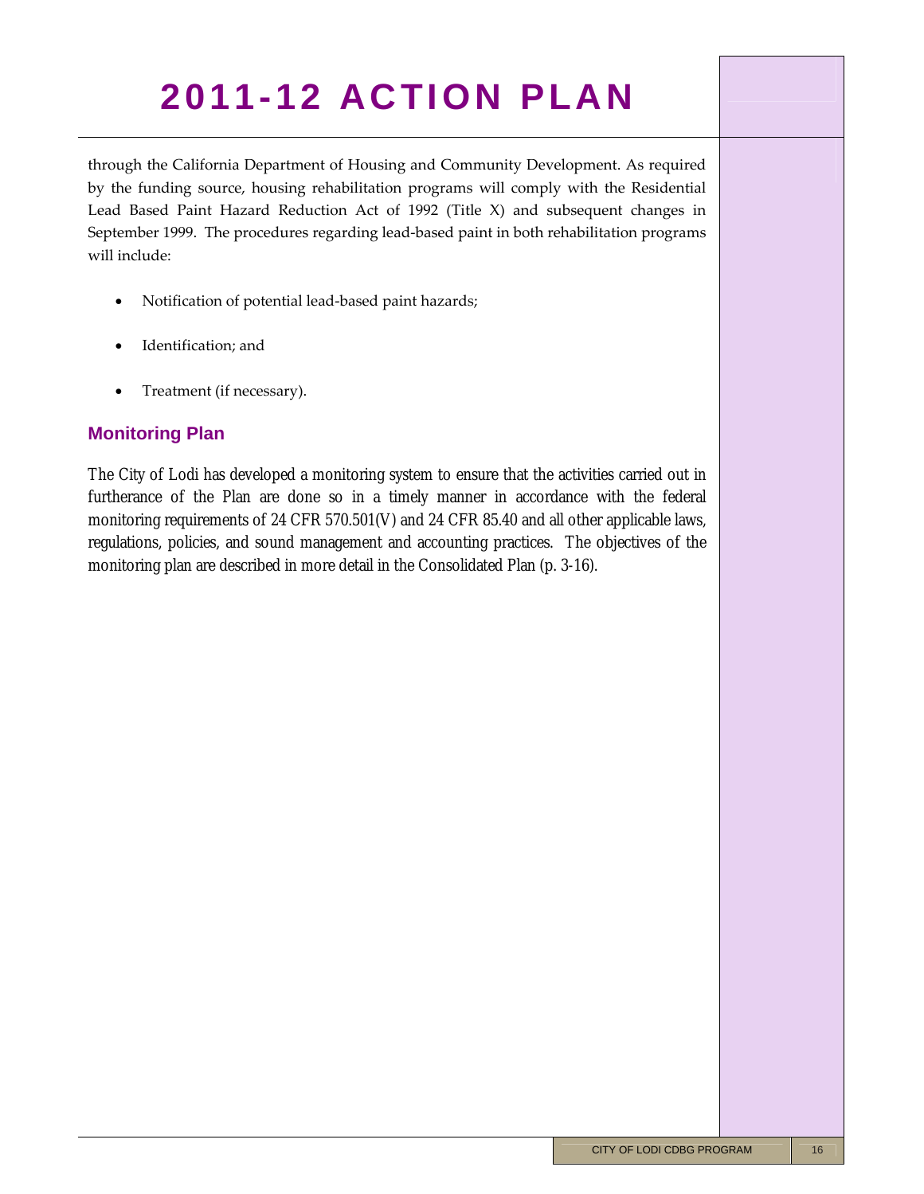through the California Department of Housing and Community Development. As required by the funding source, housing rehabilitation programs will comply with the Residential Lead Based Paint Hazard Reduction Act of 1992 (Title X) and subsequent changes in September 1999. The procedures regarding lead-based paint in both rehabilitation programs will include:

- Notification of potential lead-based paint hazards;
- Identification; and
- Treatment (if necessary).

## Monitoring Plan

The City of Lodi has developed a monitoring system to ensure that the activities carried out in furtherance of the Plan are done so in a timely manner in accordance with the federal monitoring requirements of 24 CFR 570.501(V) and 24 CFR 85.40 and all other applicable laws, regulations, policies, and sound management and accounting practices. The objectives of the monitoring plan are described in more detail in the Consolidated Plan (p. 3-16).